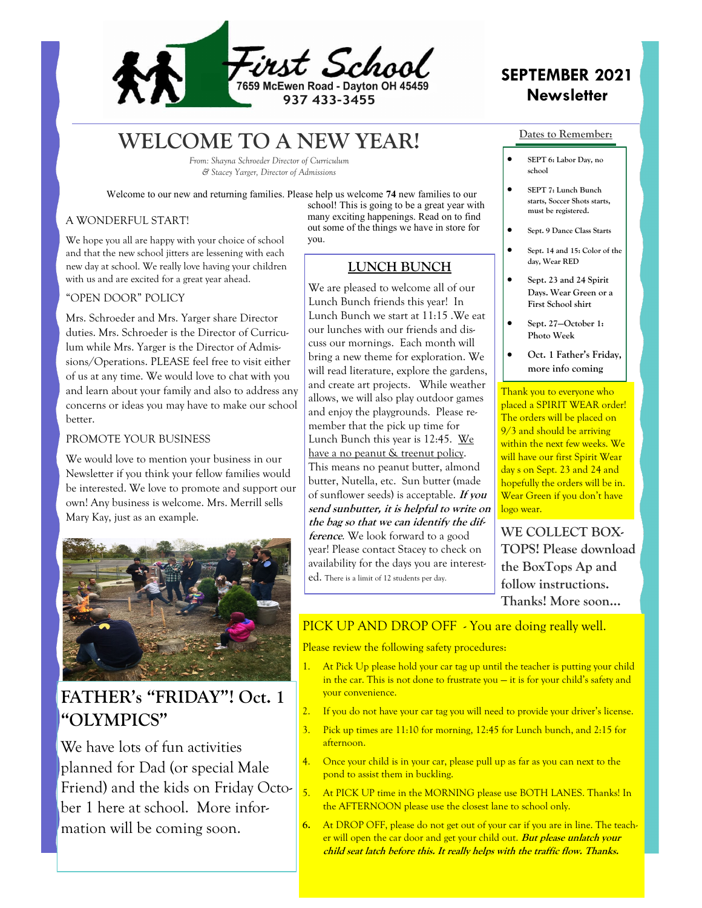# First School

7659 McEwen Road - Dayton OH 45459

937 433-3455

**SEPTEMBER 2021**
**Newsletter**

# WELCOME TO A NEW YEAR!

*From: Shayna Schroeder Director of Curriculum*
*& Stacey Yarger, Director of Admissions*

Welcome to our new and returning families. Please help us welcome **74** new families to our school! This is going to be a great year with many exciting happenings. Read on to find out some of the things we have in store for you.

## A WONDERFUL START!

We hope you all are happy with your choice of school and that the new school jitters are lessening with each new day at school. We really love having your children with us and are excited for a great year ahead.

## "OPEN DOOR" POLICY

Mrs. Schroeder and Mrs. Yarger share Director duties. Mrs. Schroeder is the Director of Curriculum while Mrs. Yarger is the Director of Admissions/Operations. PLEASE feel free to visit either of us at any time. We would love to chat with you and learn about your family and also to address any concerns or ideas you may have to make our school better.

## PROMOTE YOUR BUSINESS

We would love to mention your business in our Newsletter if you think your fellow families would be interested. We love to promote and support our own! Any business is welcome. Mrs. Merrill sells Mary Kay, just as an example.

## LUNCH BUNCH

We are pleased to welcome all of our Lunch Bunch friends this year! In Lunch Bunch we start at 11:15 .We eat our lunches with our friends and discuss our mornings. Each month will bring a new theme for exploration. We will read literature, explore the gardens, and create art projects. While weather allows, we will also play outdoor games and enjoy the playgrounds. Please remember that the pick up time for Lunch Bunch this year is 12:45. We have a no peanut & treenut policy. This means no peanut butter, almond butter, Nutella, etc. Sun butter (made of sunflower seeds) is acceptable. ***If you send sunbutter, it is helpful to write on the bag so that we can identify the difference***. We look forward to a good year! Please contact Stacey to check on availability for the days you are interested. There is a limit of 12 students per day.

## Dates to Remember:

- SEPT 6: Labor Day, no school
- SEPT 7: Lunch Bunch starts, Soccer Shots starts, must be registered.
- Sept. 9 Dance Class Starts
- Sept. 14 and 15: Color of the day, Wear RED
- Sept. 23 and 24 Spirit Days. Wear Green or a First School shirt
- Sept. 27—October 1: Photo Week
- Oct. 1 Father's Friday, more info coming

Thank you to everyone who placed a SPIRIT WEAR order! The orders will be placed on 9/3 and should be arriving within the next few weeks. We will have our first Spirit Wear day s on Sept. 23 and 24 and hopefully the orders will be in. Wear Green if you don't have logo wear.

**WE COLLECT BOXTOPS! Please download the BoxTops Ap and follow instructions. Thanks! More soon…**

## FATHER's "FRIDAY"! Oct. 1 "OLYMPICS"

We have lots of fun activities planned for Dad (or special Male Friend) and the kids on Friday October 1 here at school. More information will be coming soon.

## PICK UP AND DROP OFF - You are doing really well.

Please review the following safety procedures:

1. At Pick Up please hold your car tag up until the teacher is putting your child in the car. This is not done to frustrate you — it is for your child's safety and your convenience.
2. If you do not have your car tag you will need to provide your driver's license.
3. Pick up times are 11:10 for morning, 12:45 for Lunch bunch, and 2:15 for afternoon.
4. Once your child is in your car, please pull up as far as you can next to the pond to assist them in buckling.
5. At PICK UP time in the MORNING please use BOTH LANES. Thanks! In the AFTERNOON please use the closest lane to school only.
6. At DROP OFF, please do not get out of your car if you are in line. The teacher will open the car door and get your child out. ***But please unlatch your child seat latch before this. It really helps with the traffic flow. Thanks.***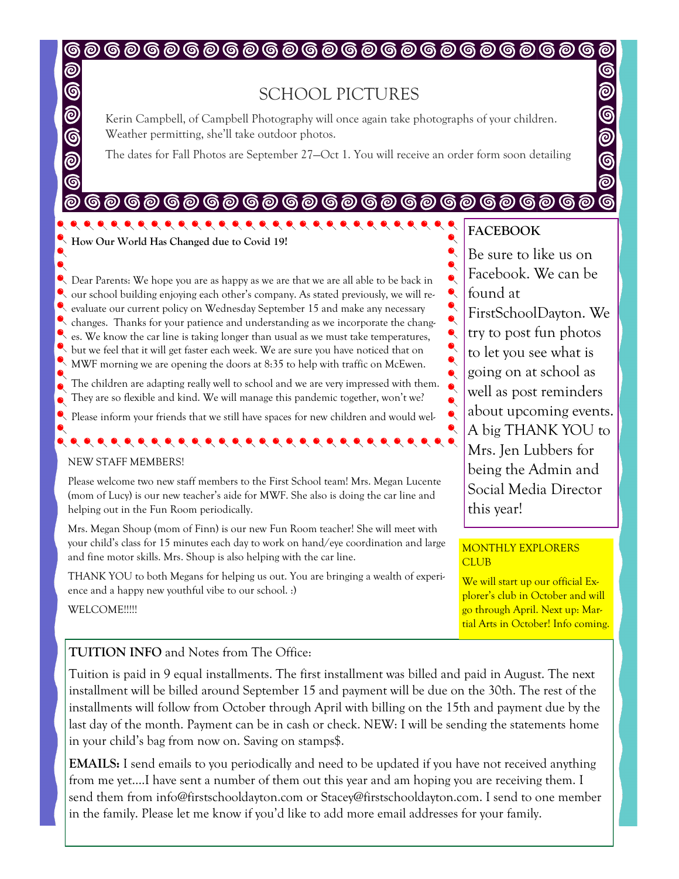## SCHOOL PICTURES

Kerin Campbell, of Campbell Photography will once again take photographs of your children. Weather permitting, she'll take outdoor photos.

The dates for Fall Photos are September 27—Oct 1. You will receive an order form soon detailing

**How Our World Has Changed due to Covid 19!**

Dear Parents: We hope you are as happy as we are that we are all able to be back in our school building enjoying each other's company. As stated previously, we will re-evaluate our current policy on Wednesday September 15 and make any necessary changes. Thanks for your patience and understanding as we incorporate the changes. We know the car line is taking longer than usual as we must take temperatures, but we feel that it will get faster each week. We are sure you have noticed that on MWF morning we are opening the doors at 8:35 to help with traffic on McEwen.

The children are adapting really well to school and we are very impressed with them. They are so flexible and kind. We will manage this pandemic together, won't we?

Please inform your friends that we still have spaces for new children and would wel-

NEW STAFF MEMBERS!

Please welcome two new staff members to the First School team! Mrs. Megan Lucente (mom of Lucy) is our new teacher's aide for MWF. She also is doing the car line and helping out in the Fun Room periodically.

Mrs. Megan Shoup (mom of Finn) is our new Fun Room teacher! She will meet with your child's class for 15 minutes each day to work on hand/eye coordination and large and fine motor skills. Mrs. Shoup is also helping with the car line.

THANK YOU to both Megans for helping us out. You are bringing a wealth of experience and a happy new youthful vibe to our school. :)

WELCOME!!!!!

**FACEBOOK**

Be sure to like us on Facebook. We can be found at FirstSchoolDayton. We try to post fun photos to let you see what is going on at school as well as post reminders about upcoming events. A big THANK YOU to Mrs. Jen Lubbers for being the Admin and Social Media Director this year!

MONTHLY EXPLORERS CLUB

We will start up our official Explorer's club in October and will go through April. Next up: Martial Arts in October! Info coming.

**TUITION INFO** and Notes from The Office:

Tuition is paid in 9 equal installments. The first installment was billed and paid in August. The next installment will be billed around September 15 and payment will be due on the 30th. The rest of the installments will follow from October through April with billing on the 15th and payment due by the last day of the month. Payment can be in cash or check. NEW: I will be sending the statements home in your child's bag from now on. Saving on stamps$.

**EMAILS:** I send emails to you periodically and need to be updated if you have not received anything from me yet....I have sent a number of them out this year and am hoping you are receiving them. I send them from info@firstschooldayton.com or Stacey@firstschooldayton.com. I send to one member in the family. Please let me know if you'd like to add more email addresses for your family.